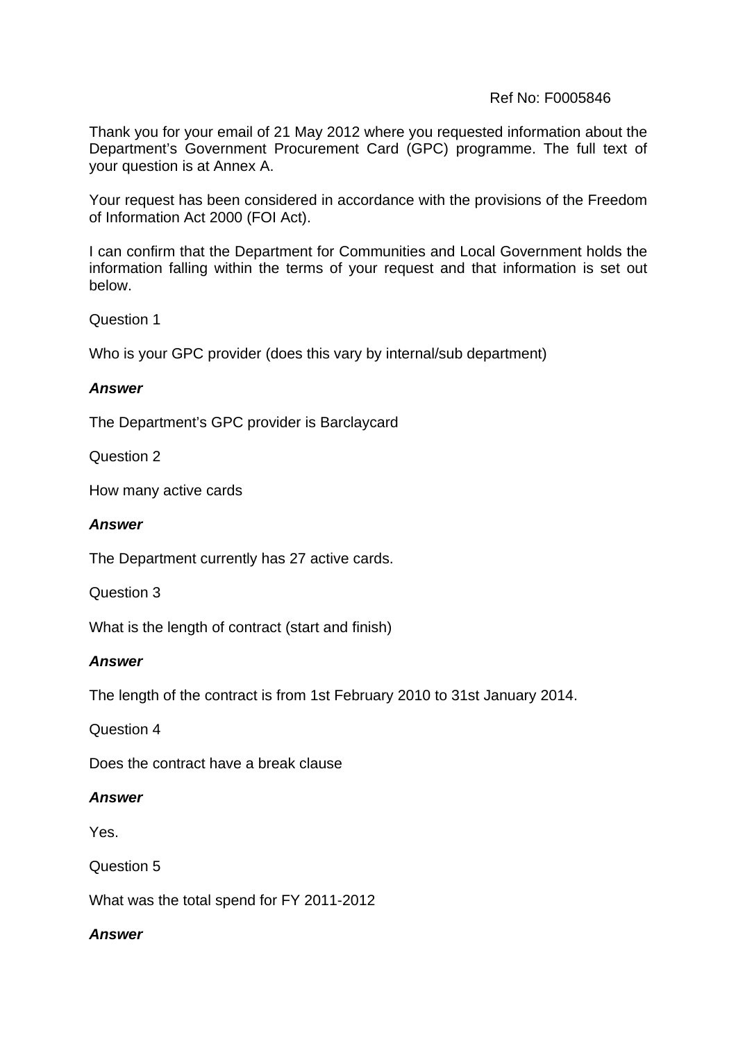Ref No: F0005846

Thank you for your email of 21 May 2012 where you requested information about the Department's Government Procurement Card (GPC) programme. The full text of your question is at Annex A.

Your request has been considered in accordance with the provisions of the Freedom of Information Act 2000 (FOI Act).

I can confirm that the Department for Communities and Local Government holds the information falling within the terms of your request and that information is set out below.

Question 1

Who is your GPC provider (does this vary by internal/sub department)

***Answer***

The Department's GPC provider is Barclaycard

Question 2

How many active cards

***Answer***

The Department currently has 27 active cards.

Question 3

What is the length of contract (start and finish)

***Answer***

The length of the contract is from 1st February 2010 to 31st January 2014.

Question 4

Does the contract have a break clause

***Answer***

Yes.

Question 5

What was the total spend for FY 2011-2012

***Answer***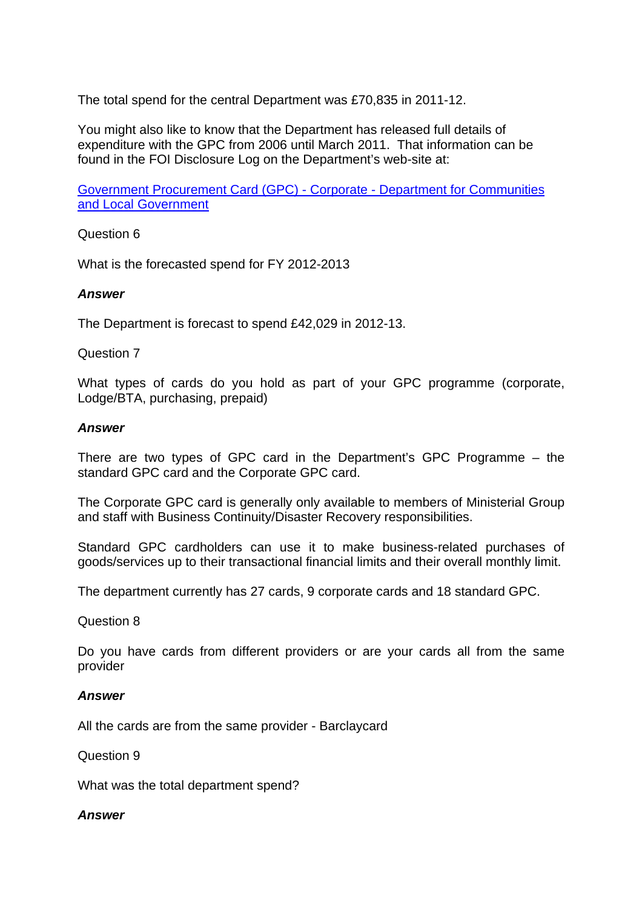The total spend for the central Department was £70,835 in 2011-12.

You might also like to know that the Department has released full details of expenditure with the GPC from 2006 until March 2011. That information can be found in the FOI Disclosure Log on the Department's web-site at:

[Government Procurement Card (GPC) - Corporate - Department for Communities and Local Government]()

Question 6

What is the forecasted spend for FY 2012-2013

***Answer***

The Department is forecast to spend £42,029 in 2012-13.

Question 7

What types of cards do you hold as part of your GPC programme (corporate, Lodge/BTA, purchasing, prepaid)

***Answer***

There are two types of GPC card in the Department's GPC Programme – the standard GPC card and the Corporate GPC card.

The Corporate GPC card is generally only available to members of Ministerial Group and staff with Business Continuity/Disaster Recovery responsibilities.

Standard GPC cardholders can use it to make business-related purchases of goods/services up to their transactional financial limits and their overall monthly limit.

The department currently has 27 cards, 9 corporate cards and 18 standard GPC.

Question 8

Do you have cards from different providers or are your cards all from the same provider

***Answer***

All the cards are from the same provider - Barclaycard

Question 9

What was the total department spend?

***Answer***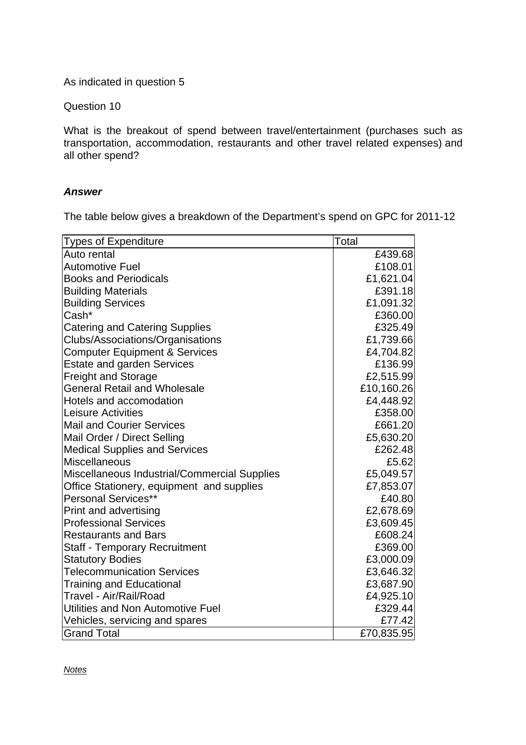As indicated in question 5

Question 10

What is the breakout of spend between travel/entertainment (purchases such as transportation, accommodation, restaurants and other travel related expenses) and all other spend?

***Answer***

The table below gives a breakdown of the Department's spend on GPC for 2011-12

| Types of Expenditure | Total |
|---|---|
| Auto rental | £439.68 |
| Automotive Fuel | £108.01 |
| Books and Periodicals | £1,621.04 |
| Building Materials | £391.18 |
| Building Services | £1,091.32 |
| Cash* | £360.00 |
| Catering and Catering Supplies | £325.49 |
| Clubs/Associations/Organisations | £1,739.66 |
| Computer Equipment & Services | £4,704.82 |
| Estate and garden Services | £136.99 |
| Freight and Storage | £2,515.99 |
| General Retail and Wholesale | £10,160.26 |
| Hotels and accomodation | £4,448.92 |
| Leisure Activities | £358.00 |
| Mail and Courier Services | £661.20 |
| Mail Order / Direct Selling | £5,630.20 |
| Medical Supplies and Services | £262.48 |
| Miscellaneous | £5.62 |
| Miscellaneous Industrial/Commercial Supplies | £5,049.57 |
| Office Stationery, equipment and supplies | £7,853.07 |
| Personal Services** | £40.80 |
| Print and advertising | £2,678.69 |
| Professional Services | £3,609.45 |
| Restaurants and Bars | £608.24 |
| Staff - Temporary Recruitment | £369.00 |
| Statutory Bodies | £3,000.09 |
| Telecommunication Services | £3,646.32 |
| Training and Educational | £3,687.90 |
| Travel - Air/Rail/Road | £4,925.10 |
| Utilities and Non Automotive Fuel | £329.44 |
| Vehicles, servicing and spares | £77.42 |
| Grand Total | £70,835.95 |

*Notes*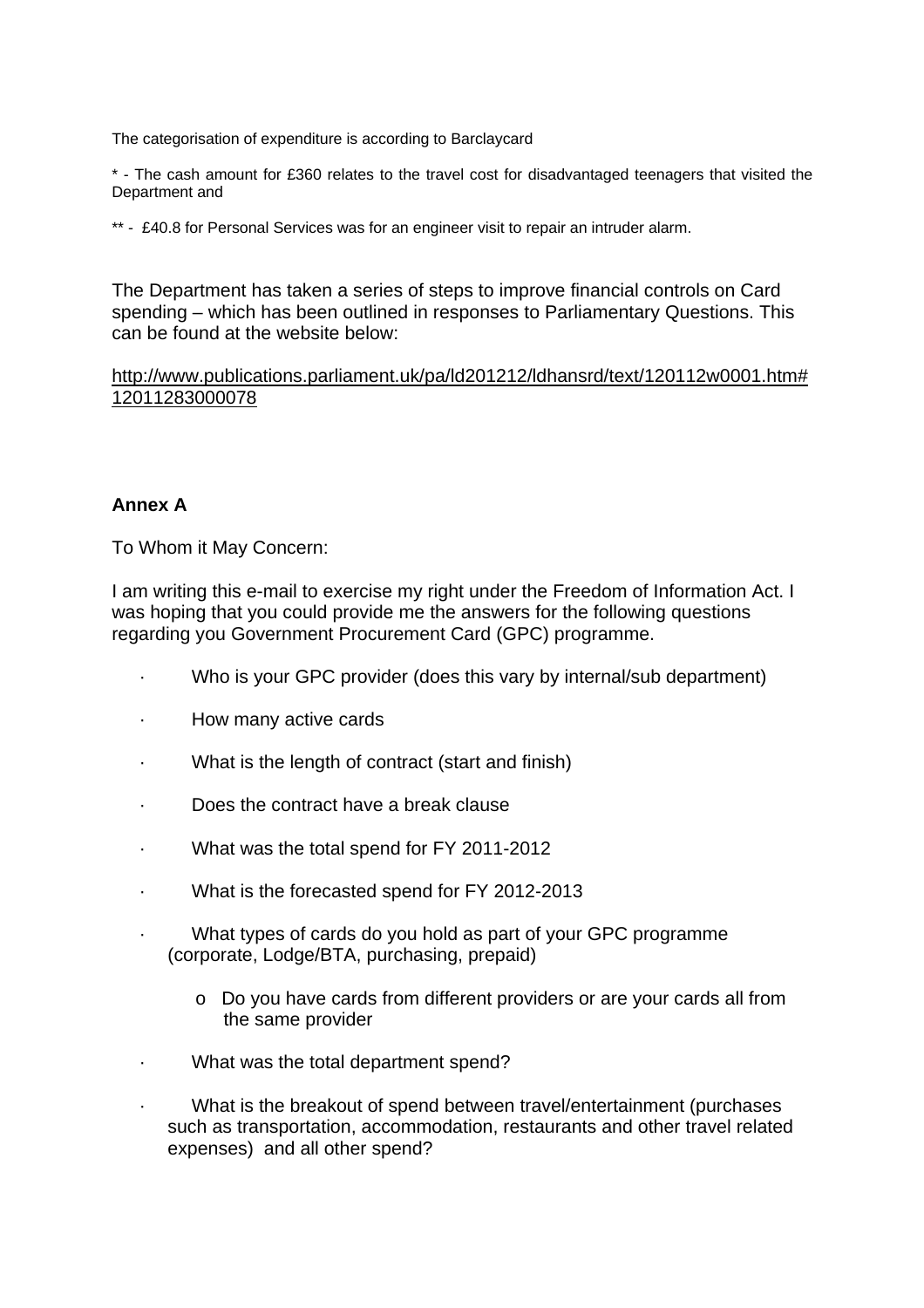The categorisation of expenditure is according to Barclaycard

* - The cash amount for £360 relates to the travel cost for disadvantaged teenagers that visited the Department and

** - £40.8 for Personal Services was for an engineer visit to repair an intruder alarm.

The Department has taken a series of steps to improve financial controls on Card spending – which has been outlined in responses to Parliamentary Questions. This can be found at the website below:

http://www.publications.parliament.uk/pa/ld201212/ldhansrd/text/120112w0001.htm#12011283000078

## Annex A

To Whom it May Concern:

I am writing this e-mail to exercise my right under the Freedom of Information Act. I was hoping that you could provide me the answers for the following questions regarding you Government Procurement Card (GPC) programme.

- Who is your GPC provider (does this vary by internal/sub department)
- How many active cards
- What is the length of contract (start and finish)
- Does the contract have a break clause
- What was the total spend for FY 2011-2012
- What is the forecasted spend for FY 2012-2013
- What types of cards do you hold as part of your GPC programme (corporate, Lodge/BTA, purchasing, prepaid)
    - Do you have cards from different providers or are your cards all from the same provider
- What was the total department spend?
- What is the breakout of spend between travel/entertainment (purchases such as transportation, accommodation, restaurants and other travel related expenses) and all other spend?